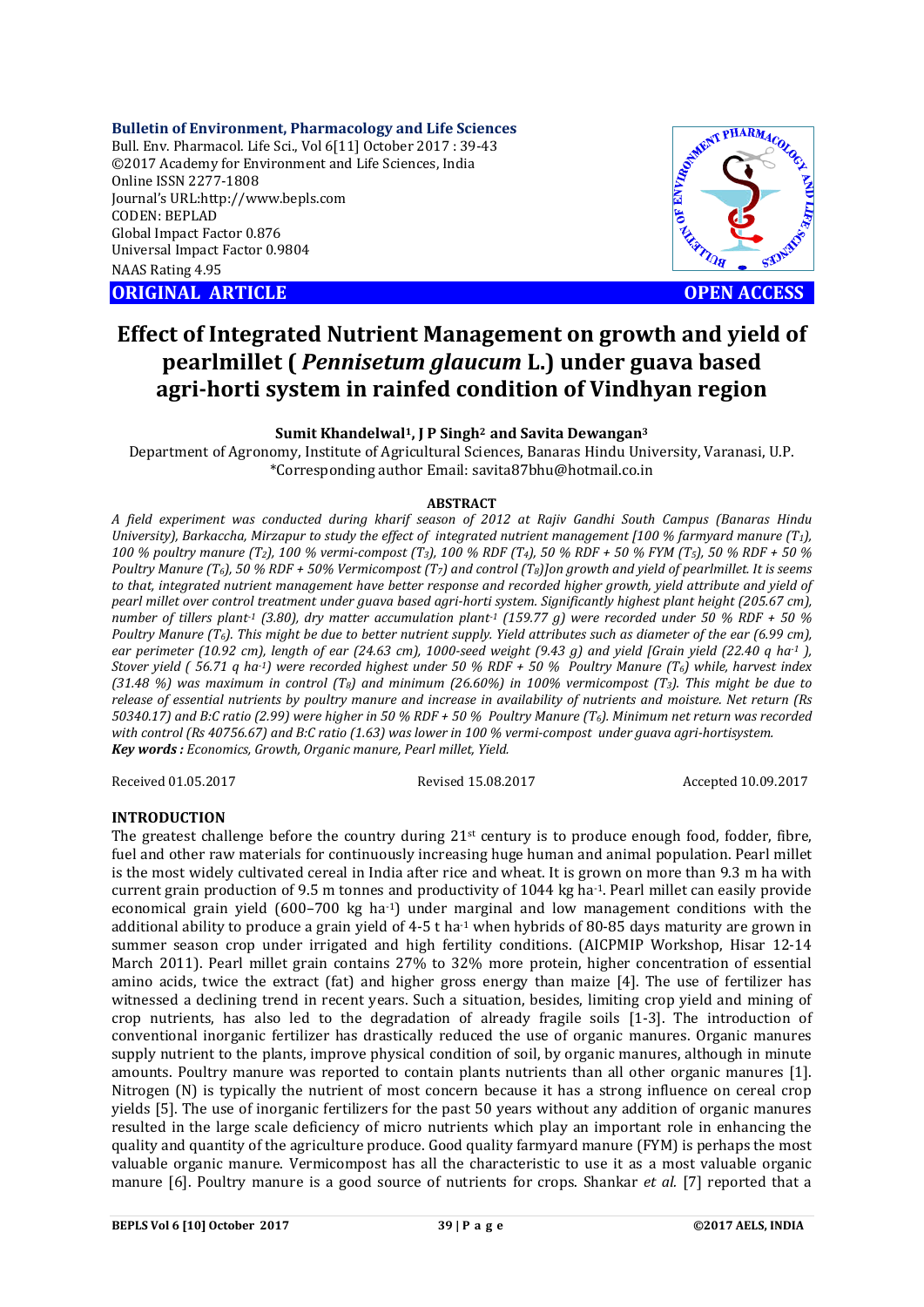**Bulletin of Environment, Pharmacology and Life Sciences**
Bull. Env. Pharmacol. Life Sci., Vol 6[11] October 2017 : 39-43
©2017 Academy for Environment and Life Sciences, India
Online ISSN 2277-1808
Journal's URL:http://www.bepls.com
CODEN: BEPLAD
Global Impact Factor 0.876
Universal Impact Factor 0.9804
NAAS Rating 4.95

**ORIGINAL ARTICLE** **OPEN ACCESS**

# Effect of Integrated Nutrient Management on growth and yield of pearlmillet ( *Pennisetum glaucum* L.) under guava based agri-horti system in rainfed condition of Vindhyan region

**Sumit Khandelwal[1], J P Singh[2] and Savita Dewangan[3]**

Department of Agronomy, Institute of Agricultural Sciences, Banaras Hindu University, Varanasi, U.P.
*Corresponding author Email: savita87bhu@hotmail.co.in

## ABSTRACT

*A field experiment was conducted during kharif season of 2012 at Rajiv Gandhi South Campus (Banaras Hindu University), Barkaccha, Mirzapur to study the effect of integrated nutrient management [100 % farmyard manure ($T_1$), 100 % poultry manure ($T_2$), 100 % vermi-compost ($T_3$), 100 % RDF ($T_4$), 50 % RDF + 50 % FYM ($T_5$), 50 % RDF + 50 % Poultry Manure ($T_6$), 50 % RDF + 50% Vermicompost ($T_7$) and control ($T_8$)]on growth and yield of pearlmillet. It is seems to that, integrated nutrient management have better response and recorded higher growth, yield attribute and yield of pearl millet over control treatment under guava based agri-horti system. Significantly highest plant height (205.67 cm), number of tillers plant$^{-1}$ (3.80), dry matter accumulation plant$^{-1}$ (159.77 g) were recorded under 50 % RDF + 50 % Poultry Manure ($T_6$). This might be due to better nutrient supply. Yield attributes such as diameter of the ear (6.99 cm), ear perimeter (10.92 cm), length of ear (24.63 cm), 1000-seed weight (9.43 g) and yield [Grain yield (22.40 q ha$^{-1}$ ), Stover yield ( 56.71 q ha$^{-1}$) were recorded highest under 50 % RDF + 50 % Poultry Manure ($T_6$) while, harvest index (31.48 %) was maximum in control ($T_8$) and minimum (26.60%) in 100% vermicompost ($T_3$). This might be due to release of essential nutrients by poultry manure and increase in availability of nutrients and moisture. Net return (Rs 50340.17) and B:C ratio (2.99) were higher in 50 % RDF + 50 % Poultry Manure ($T_6$). Minimum net return was recorded with control (Rs 40756.67) and B:C ratio (1.63) was lower in 100 % vermi-compost under guava based agri-hortisystem.*

***Key words :** Economics, Growth, Organic manure, Pearl millet, Yield.*

Received 01.05.2017 Revised 15.08.2017 Accepted 10.09.2017

## INTRODUCTION

The greatest challenge before the country during 21$^{st}$ century is to produce enough food, fodder, fibre, fuel and other raw materials for continuously increasing huge human and animal population. Pearl millet is the most widely cultivated cereal in India after rice and wheat. It is grown on more than 9.3 m ha with current grain production of 9.5 m tonnes and productivity of 1044 kg ha$^{-1}$. Pearl millet can easily provide economical grain yield (600–700 kg ha$^{-1}$) under marginal and low management conditions with the additional ability to produce a grain yield of 4-5 t ha$^{-1}$ when hybrids of 80-85 days maturity are grown in summer season crop under irrigated and high fertility conditions. (AICPMIP Workshop, Hisar 12-14 March 2011). Pearl millet grain contains 27% to 32% more protein, higher concentration of essential amino acids, twice the extract (fat) and higher gross energy than maize [4]. The use of fertilizer has witnessed a declining trend in recent years. Such a situation, besides, limiting crop yield and mining of crop nutrients, has also led to the degradation of already fragile soils [1-3]. The introduction of conventional inorganic fertilizer has drastically reduced the use of organic manures. Organic manures supply nutrient to the plants, improve physical condition of soil, by organic manures, although in minute amounts. Poultry manure was reported to contain plants nutrients than all other organic manures [1]. Nitrogen (N) is typically the nutrient of most concern because it has a strong influence on cereal crop yields [5]. The use of inorganic fertilizers for the past 50 years without any addition of organic manures resulted in the large scale deficiency of micro nutrients which play an important role in enhancing the quality and quantity of the agriculture produce. Good quality farmyard manure (FYM) is perhaps the most valuable organic manure. Vermicompost has all the characteristic to use it as a most valuable organic manure [6]. Poultry manure is a good source of nutrients for crops. Shankar *et al.* [7] reported that a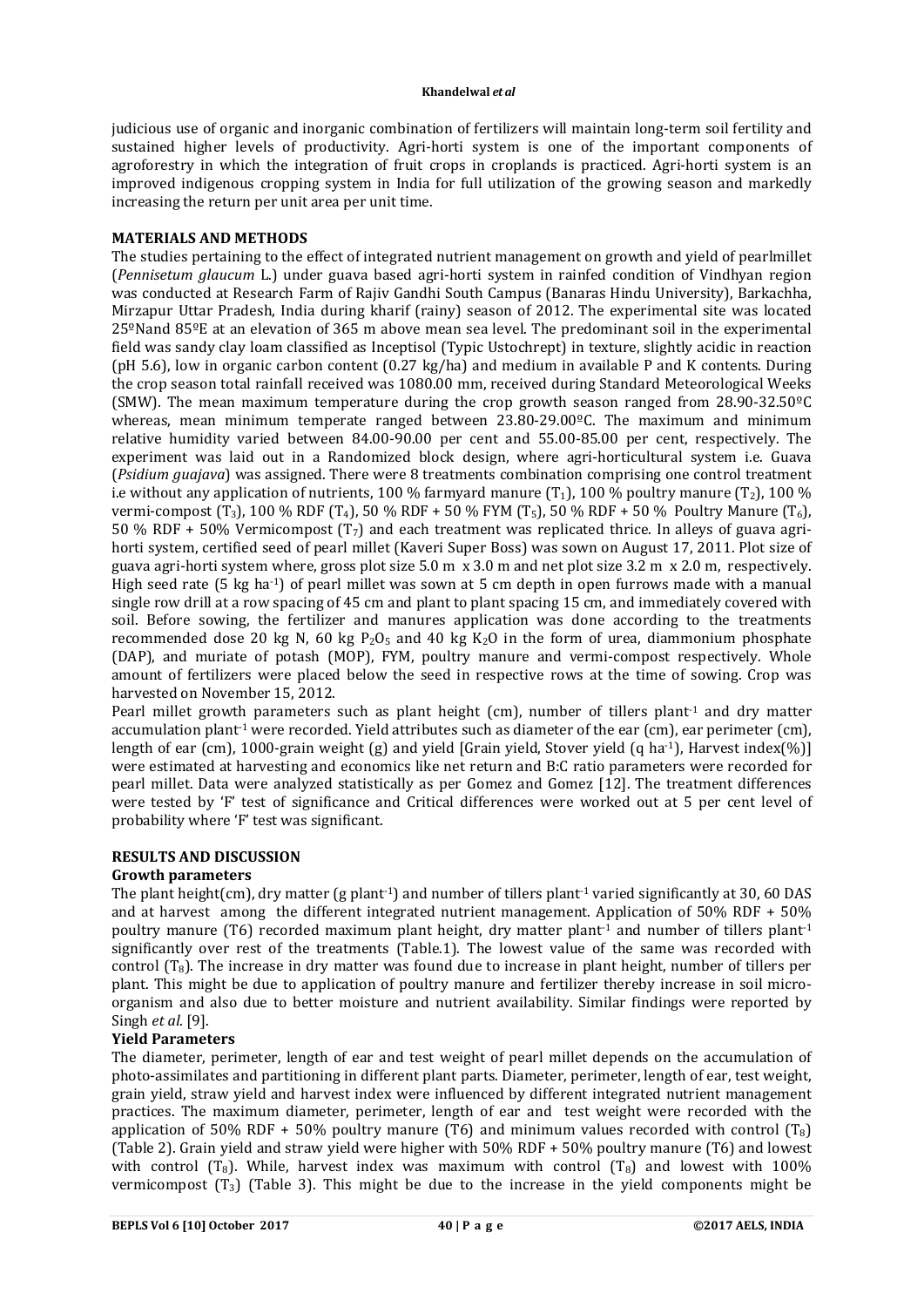judicious use of organic and inorganic combination of fertilizers will maintain long-term soil fertility and sustained higher levels of productivity. Agri-horti system is one of the important components of agroforestry in which the integration of fruit crops in croplands is practiced. Agri-horti system is an improved indigenous cropping system in India for full utilization of the growing season and markedly increasing the return per unit area per unit time.

## MATERIALS AND METHODS

The studies pertaining to the effect of integrated nutrient management on growth and yield of pearlmillet (*Pennisetum glaucum* L.) under guava based agri-horti system in rainfed condition of Vindhyan region was conducted at Research Farm of Rajiv Gandhi South Campus (Banaras Hindu University), Barkachha, Mirzapur Uttar Pradesh, India during kharif (rainy) season of 2012. The experimental site was located 25ºNand 85ºE at an elevation of 365 m above mean sea level. The predominant soil in the experimental field was sandy clay loam classified as Inceptisol (Typic Ustochrept) in texture, slightly acidic in reaction (pH 5.6), low in organic carbon content (0.27 kg/ha) and medium in available P and K contents. During the crop season total rainfall received was 1080.00 mm, received during Standard Meteorological Weeks (SMW). The mean maximum temperature during the crop growth season ranged from 28.90-32.50ºC whereas, mean minimum temperate ranged between 23.80-29.00ºC. The maximum and minimum relative humidity varied between 84.00-90.00 per cent and 55.00-85.00 per cent, respectively. The experiment was laid out in a Randomized block design, where agri-horticultural system i.e. Guava (*Psidium guajava*) was assigned. There were 8 treatments combination comprising one control treatment i.e without any application of nutrients, 100 % farmyard manure ($T_1$), 100 % poultry manure ($T_2$), 100 % vermi-compost ($T_3$), 100 % RDF ($T_4$), 50 % RDF + 50 % FYM ($T_5$), 50 % RDF + 50 % Poultry Manure ($T_6$), 50 % RDF + 50% Vermicompost ($T_7$) and each treatment was replicated thrice. In alleys of guava agri-horti system, certified seed of pearl millet (Kaveri Super Boss) was sown on August 17, 2011. Plot size of guava agri-horti system where, gross plot size 5.0 m x 3.0 m and net plot size 3.2 m x 2.0 m, respectively. High seed rate (5 kg $ha^{-1}$) of pearl millet was sown at 5 cm depth in open furrows made with a manual single row drill at a row spacing of 45 cm and plant to plant spacing 15 cm, and immediately covered with soil. Before sowing, the fertilizer and manures application was done according to the treatments recommended dose 20 kg N, 60 kg $P_2O_5$ and 40 kg $K_2O$ in the form of urea, diammonium phosphate (DAP), and muriate of potash (MOP), FYM, poultry manure and vermi-compost respectively. Whole amount of fertilizers were placed below the seed in respective rows at the time of sowing. Crop was harvested on November 15, 2012.

Pearl millet growth parameters such as plant height (cm), number of tillers $plant^{-1}$ and dry matter accumulation $plant^{-1}$ were recorded. Yield attributes such as diameter of the ear (cm), ear perimeter (cm), length of ear (cm), 1000-grain weight (g) and yield [Grain yield, Stover yield (q $ha^{-1}$), Harvest index(%)] were estimated at harvesting and economics like net return and B:C ratio parameters were recorded for pearl millet. Data were analyzed statistically as per Gomez and Gomez [12]. The treatment differences were tested by 'F' test of significance and Critical differences were worked out at 5 per cent level of probability where 'F' test was significant.

## RESULTS AND DISCUSSION

### Growth parameters

The plant height(cm), dry matter (g $plant^{-1}$) and number of tillers $plant^{-1}$ varied significantly at 30, 60 DAS and at harvest among the different integrated nutrient management. Application of 50% RDF + 50% poultry manure (T6) recorded maximum plant height, dry matter $plant^{-1}$ and number of tillers $plant^{-1}$ significantly over rest of the treatments (Table.1). The lowest value of the same was recorded with control ($T_8$). The increase in dry matter was found due to increase in plant height, number of tillers per plant. This might be due to application of poultry manure and fertilizer thereby increase in soil micro-organism and also due to better moisture and nutrient availability. Similar findings were reported by Singh *et al*. [9].

### Yield Parameters

The diameter, perimeter, length of ear and test weight of pearl millet depends on the accumulation of photo-assimilates and partitioning in different plant parts. Diameter, perimeter, length of ear, test weight, grain yield, straw yield and harvest index were influenced by different integrated nutrient management practices. The maximum diameter, perimeter, length of ear and test weight were recorded with the application of 50% RDF + 50% poultry manure (T6) and minimum values recorded with control ($T_8$) (Table 2). Grain yield and straw yield were higher with 50% RDF + 50% poultry manure (T6) and lowest with control ($T_8$). While, harvest index was maximum with control ($T_8$) and lowest with 100% vermicompost ($T_3$) (Table 3). This might be due to the increase in the yield components might be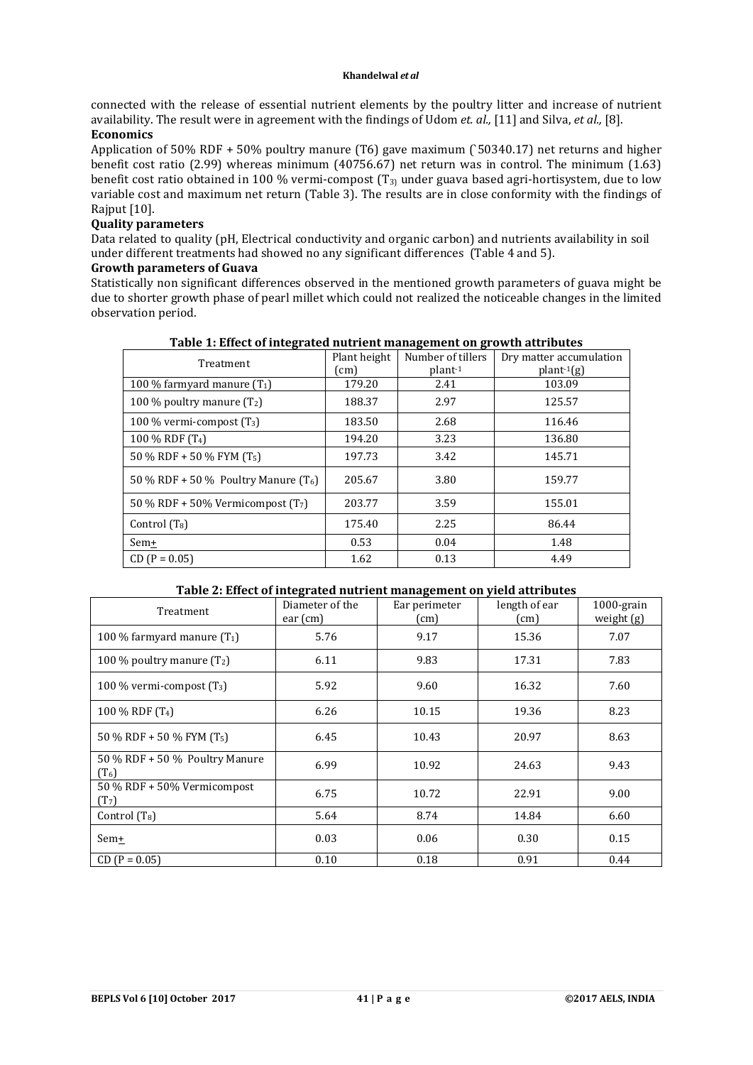connected with the release of essential nutrient elements by the poultry litter and increase of nutrient availability. The result were in agreement with the findings of Udom *et. al.,* [11] and Silva, *et al.,* [8].

**Economics**

Application of 50% RDF + 50% poultry manure (T6) gave maximum (`50340.17) net returns and higher benefit cost ratio (2.99) whereas minimum (40756.67) net return was in control. The minimum (1.63) benefit cost ratio obtained in 100 % vermi-compost ($T_3$) under guava based agri-hortisystem, due to low variable cost and maximum net return (Table 3). The results are in close conformity with the findings of Rajput [10].

**Quality parameters**

Data related to quality (pH, Electrical conductivity and organic carbon) and nutrients availability in soil under different treatments had showed no any significant differences (Table 4 and 5).

**Growth parameters of Guava**

Statistically non significant differences observed in the mentioned growth parameters of guava might be due to shorter growth phase of pearl millet which could not realized the noticeable changes in the limited observation period.

**Table 1: Effect of integrated nutrient management on growth attributes**

| Treatment | Plant height (cm) | Number of tillers plant$^{-1}$ | Dry matter accumulation plant$^{-1}$(g) |
|---|---|---|---|
| 100 % farmyard manure ($T_1$) | 179.20 | 2.41 | 103.09 |
| 100 % poultry manure ($T_2$) | 188.37 | 2.97 | 125.57 |
| 100 % vermi-compost ($T_3$) | 183.50 | 2.68 | 116.46 |
| 100 % RDF ($T_4$) | 194.20 | 3.23 | 136.80 |
| 50 % RDF + 50 % FYM ($T_5$) | 197.73 | 3.42 | 145.71 |
| 50 % RDF + 50 % Poultry Manure ($T_6$) | 205.67 | 3.80 | 159.77 |
| 50 % RDF + 50% Vermicompost ($T_7$) | 203.77 | 3.59 | 155.01 |
| Control ($T_8$) | 175.40 | 2.25 | 86.44 |
| Sem± | 0.53 | 0.04 | 1.48 |
| CD (P = 0.05) | 1.62 | 0.13 | 4.49 |

**Table 2: Effect of integrated nutrient management on yield attributes**

| Treatment | Diameter of the ear (cm) | Ear perimeter (cm) | length of ear (cm) | 1000-grain weight (g) |
|---|---|---|---|---|
| 100 % farmyard manure ($T_1$) | 5.76 | 9.17 | 15.36 | 7.07 |
| 100 % poultry manure ($T_2$) | 6.11 | 9.83 | 17.31 | 7.83 |
| 100 % vermi-compost ($T_3$) | 5.92 | 9.60 | 16.32 | 7.60 |
| 100 % RDF ($T_4$) | 6.26 | 10.15 | 19.36 | 8.23 |
| 50 % RDF + 50 % FYM ($T_5$) | 6.45 | 10.43 | 20.97 | 8.63 |
| 50 % RDF + 50 % Poultry Manure ($T_6$) | 6.99 | 10.92 | 24.63 | 9.43 |
| 50 % RDF + 50% Vermicompost ($T_7$) | 6.75 | 10.72 | 22.91 | 9.00 |
| Control ($T_8$) | 5.64 | 8.74 | 14.84 | 6.60 |
| Sem± | 0.03 | 0.06 | 0.30 | 0.15 |
| CD (P = 0.05) | 0.10 | 0.18 | 0.91 | 0.44 |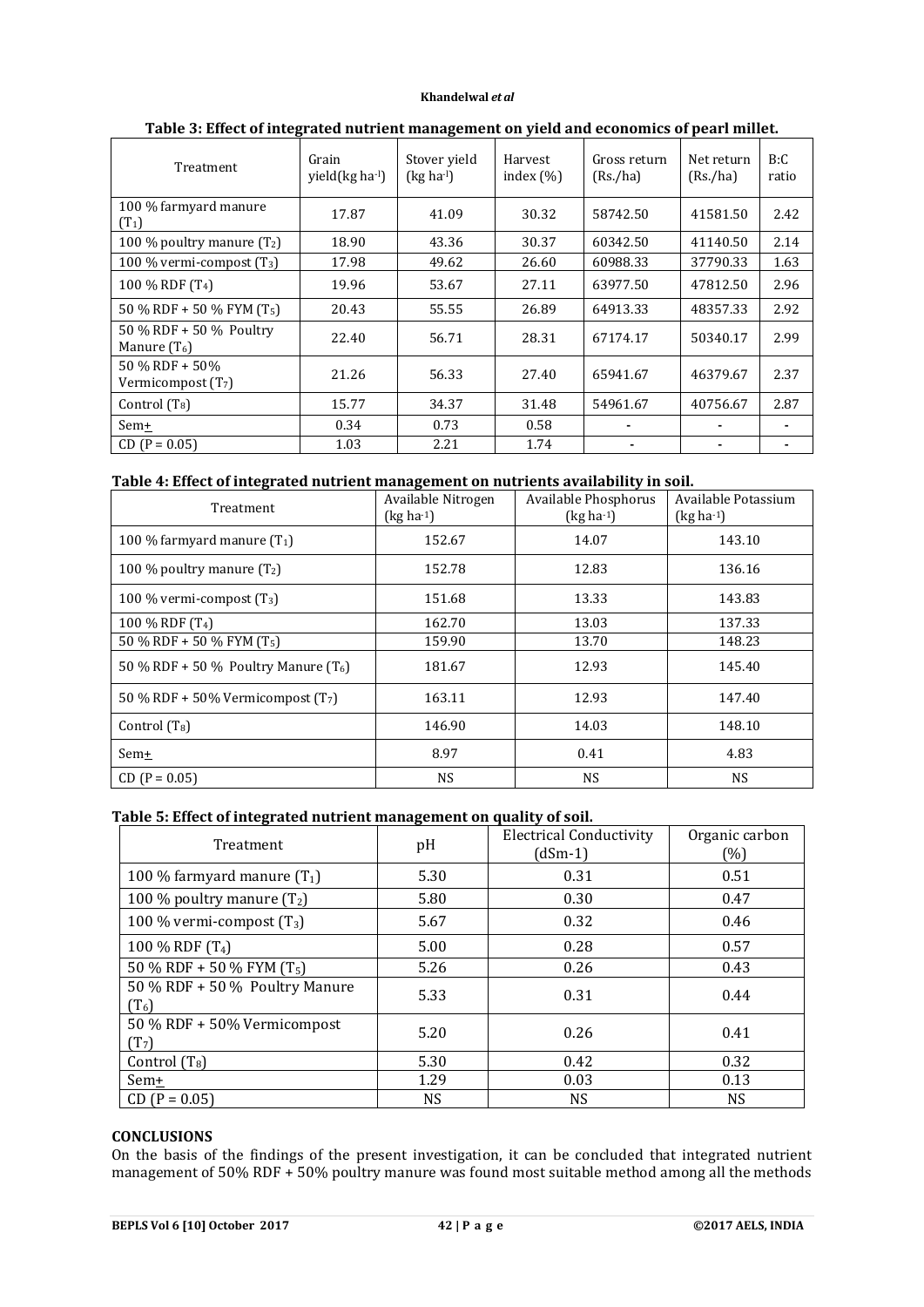**Table 3: Effect of integrated nutrient management on yield and economics of pearl millet.**

| Treatment | Grain yield(kg ha$^{-1}$) | Stover yield (kg ha$^{-1}$) | Harvest index (%) | Gross return (Rs./ha) | Net return (Rs./ha) | B:C ratio |
|---|---|---|---|---|---|---|
| 100 % farmyard manure ($T_1$) | 17.87 | 41.09 | 30.32 | 58742.50 | 41581.50 | 2.42 |
| 100 % poultry manure ($T_2$) | 18.90 | 43.36 | 30.37 | 60342.50 | 41140.50 | 2.14 |
| 100 % vermi-compost ($T_3$) | 17.98 | 49.62 | 26.60 | 60988.33 | 37790.33 | 1.63 |
| 100 % RDF ($T_4$) | 19.96 | 53.67 | 27.11 | 63977.50 | 47812.50 | 2.96 |
| 50 % RDF + 50 % FYM ($T_5$) | 20.43 | 55.55 | 26.89 | 64913.33 | 48357.33 | 2.92 |
| 50 % RDF + 50 % Poultry Manure ($T_6$) | 22.40 | 56.71 | 28.31 | 67174.17 | 50340.17 | 2.99 |
| 50 % RDF + 50% Vermicompost ($T_7$) | 21.26 | 56.33 | 27.40 | 65941.67 | 46379.67 | 2.37 |
| Control ($T_8$) | 15.77 | 34.37 | 31.48 | 54961.67 | 40756.67 | 2.87 |
| Sem± | 0.34 | 0.73 | 0.58 | - | - | - |
| CD (P = 0.05) | 1.03 | 2.21 | 1.74 | - | - | - |

**Table 4: Effect of integrated nutrient management on nutrients availability in soil.**

| Treatment | Available Nitrogen (kg ha$^{-1}$) | Available Phosphorus (kg ha$^{-1}$) | Available Potassium (kg ha$^{-1}$) |
|---|---|---|---|
| 100 % farmyard manure ($T_1$) | 152.67 | 14.07 | 143.10 |
| 100 % poultry manure ($T_2$) | 152.78 | 12.83 | 136.16 |
| 100 % vermi-compost ($T_3$) | 151.68 | 13.33 | 143.83 |
| 100 % RDF ($T_4$) | 162.70 | 13.03 | 137.33 |
| 50 % RDF + 50 % FYM ($T_5$) | 159.90 | 13.70 | 148.23 |
| 50 % RDF + 50 % Poultry Manure ($T_6$) | 181.67 | 12.93 | 145.40 |
| 50 % RDF + 50% Vermicompost ($T_7$) | 163.11 | 12.93 | 147.40 |
| Control ($T_8$) | 146.90 | 14.03 | 148.10 |
| Sem± | 8.97 | 0.41 | 4.83 |
| CD (P = 0.05) | NS | NS | NS |

**Table 5: Effect of integrated nutrient management on quality of soil.**

| Treatment | pH | Electrical Conductivity (dSm-1) | Organic carbon (%) |
|---|---|---|---|
| 100 % farmyard manure ($T_1$) | 5.30 | 0.31 | 0.51 |
| 100 % poultry manure ($T_2$) | 5.80 | 0.30 | 0.47 |
| 100 % vermi-compost ($T_3$) | 5.67 | 0.32 | 0.46 |
| 100 % RDF ($T_4$) | 5.00 | 0.28 | 0.57 |
| 50 % RDF + 50 % FYM ($T_5$) | 5.26 | 0.26 | 0.43 |
| 50 % RDF + 50 % Poultry Manure ($T_6$) | 5.33 | 0.31 | 0.44 |
| 50 % RDF + 50% Vermicompost ($T_7$) | 5.20 | 0.26 | 0.41 |
| Control ($T_8$) | 5.30 | 0.42 | 0.32 |
| Sem± | 1.29 | 0.03 | 0.13 |
| CD (P = 0.05) | NS | NS | NS |

## CONCLUSIONS

On the basis of the findings of the present investigation, it can be concluded that integrated nutrient management of 50% RDF + 50% poultry manure was found most suitable method among all the methods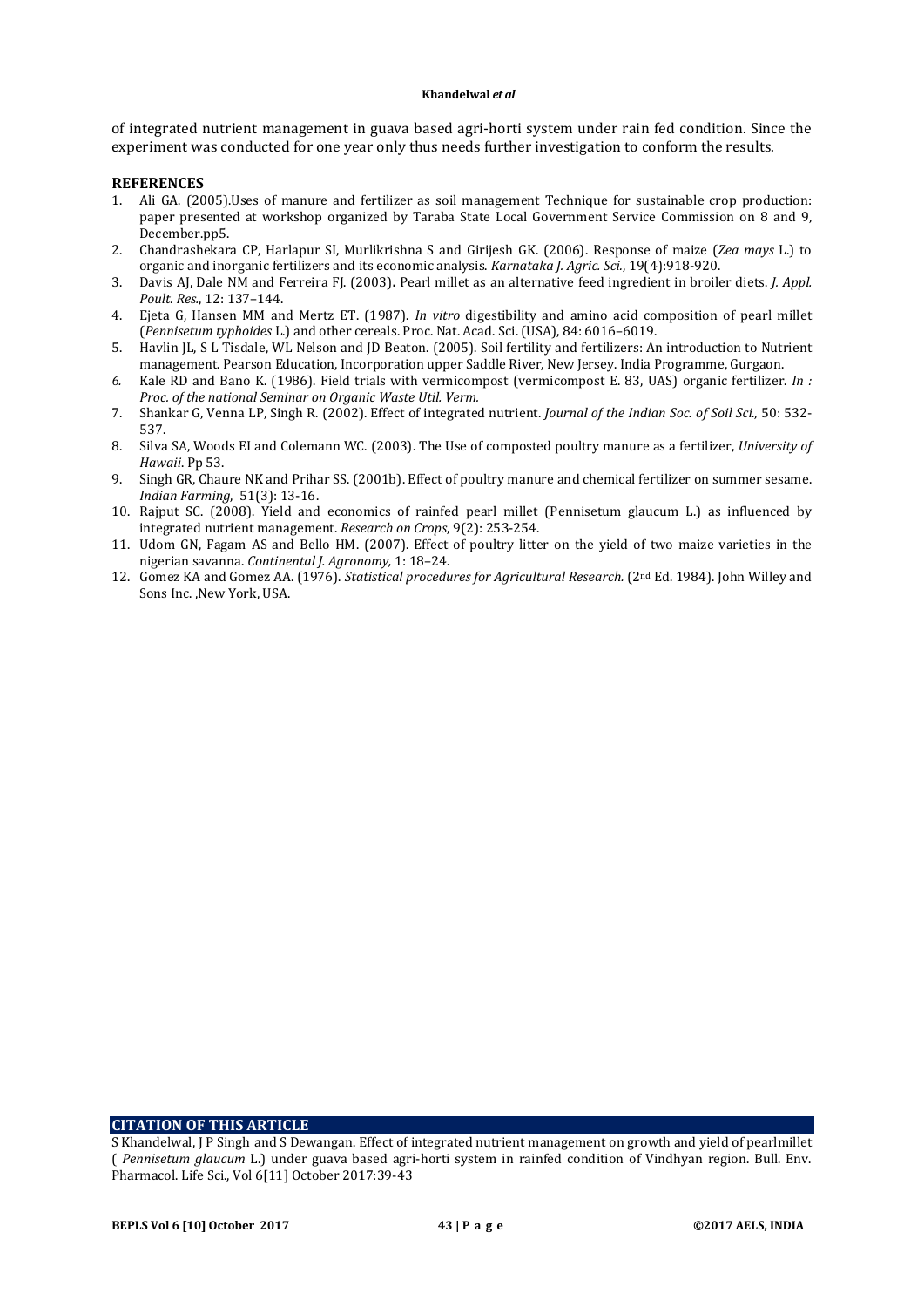of integrated nutrient management in guava based agri-horti system under rain fed condition. Since the experiment was conducted for one year only thus needs further investigation to conform the results.

## REFERENCES

1. Ali GA. (2005).Uses of manure and fertilizer as soil management Technique for sustainable crop production: paper presented at workshop organized by Taraba State Local Government Service Commission on 8 and 9, December.pp5.
2. Chandrashekara CP, Harlapur SI, Murlikrishna S and Girijesh GK. (2006). Response of maize (*Zea mays* L.) to organic and inorganic fertilizers and its economic analysis. *Karnataka J. Agric. Sci.*, 19(4):918-920.
3. Davis AJ, Dale NM and Ferreira FJ. (2003)**.** Pearl millet as an alternative feed ingredient in broiler diets. *J. Appl. Poult. Res.*, 12: 137–144.
4. Ejeta G, Hansen MM and Mertz ET. (1987). *In vitro* digestibility and amino acid composition of pearl millet (*Pennisetum typhoides* L.) and other cereals. Proc. Nat. Acad. Sci. (USA), 84: 6016–6019.
5. Havlin JL, S L Tisdale, WL Nelson and JD Beaton. (2005). Soil fertility and fertilizers: An introduction to Nutrient management. Pearson Education, Incorporation upper Saddle River, New Jersey. India Programme, Gurgaon.
6. Kale RD and Bano K. (1986). Field trials with vermicompost (vermicompost E. 83, UAS) organic fertilizer. *In : Proc. of the national Seminar on Organic Waste Util. Verm.*
7. Shankar G, Venna LP, Singh R. (2002). Effect of integrated nutrient. *Journal of the Indian Soc. of Soil Sci.,* 50: 532-537.
8. Silva SA, Woods EI and Colemann WC. (2003). The Use of composted poultry manure as a fertilizer, *University of Hawaii*. Pp 53.
9. Singh GR, Chaure NK and Prihar SS. (2001b). Effect of poultry manure and chemical fertilizer on summer sesame. *Indian Farming*, 51(3): 13-16.
10. Rajput SC. (2008). Yield and economics of rainfed pearl millet (Pennisetum glaucum L.) as influenced by integrated nutrient management. *Research on Crops*, 9(2): 253-254.
11. Udom GN, Fagam AS and Bello HM. (2007). Effect of poultry litter on the yield of two maize varieties in the nigerian savanna. *Continental J. Agronomy,* 1: 18–24.
12. Gomez KA and Gomez AA. (1976). *Statistical procedures for Agricultural Research.* (2nd Ed. 1984). John Willey and Sons Inc. ,New York, USA.

**CITATION OF THIS ARTICLE**

S Khandelwal, J P Singh and S Dewangan. Effect of integrated nutrient management on growth and yield of pearlmillet ( *Pennisetum glaucum* L.) under guava based agri-horti system in rainfed condition of Vindhyan region. Bull. Env. Pharmacol. Life Sci., Vol 6[11] October 2017:39-43